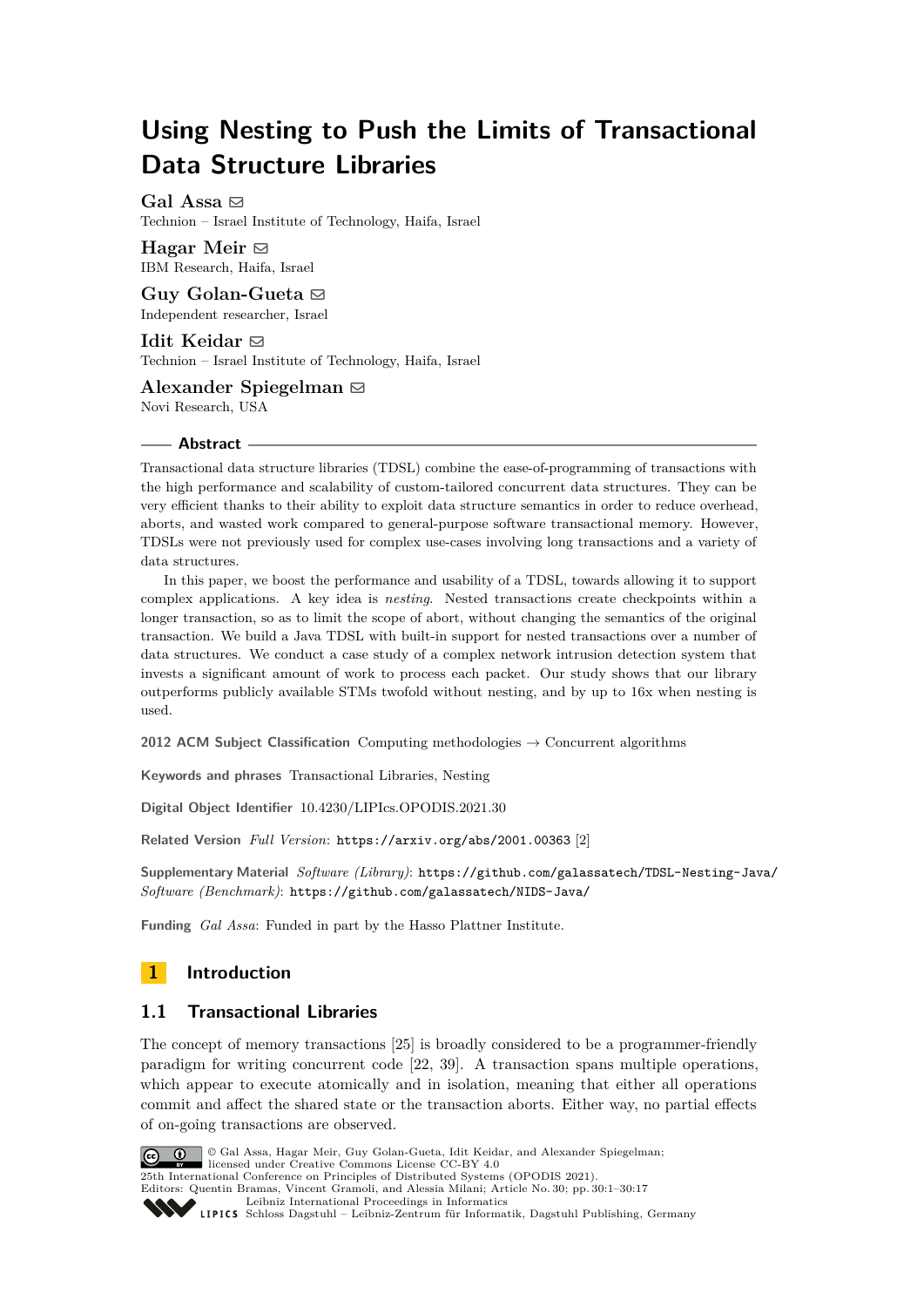# Using Nesting to Push the Limits of Transactional Data Structure Libraries

**Gal Assa** ✉
Technion – Israel Institute of Technology, Haifa, Israel

**Hagar Meir** ✉
IBM Research, Haifa, Israel

**Guy Golan-Gueta** ✉
Independent researcher, Israel

**Idit Keidar** ✉
Technion – Israel Institute of Technology, Haifa, Israel

**Alexander Spiegelman** ✉
Novi Research, USA

## Abstract

Transactional data structure libraries (TDSL) combine the ease-of-programming of transactions with the high performance and scalability of custom-tailored concurrent data structures. They can be very efficient thanks to their ability to exploit data structure semantics in order to reduce overhead, aborts, and wasted work compared to general-purpose software transactional memory. However, TDSLs were not previously used for complex use-cases involving long transactions and a variety of data structures.

In this paper, we boost the performance and usability of a TDSL, towards allowing it to support complex applications. A key idea is *nesting*. Nested transactions create checkpoints within a longer transaction, so as to limit the scope of abort, without changing the semantics of the original transaction. We build a Java TDSL with built-in support for nested transactions over a number of data structures. We conduct a case study of a complex network intrusion detection system that invests a significant amount of work to process each packet. Our study shows that our library outperforms publicly available STMs twofold without nesting, and by up to 16x when nesting is used.

**2012 ACM Subject Classification** Computing methodologies → Concurrent algorithms

**Keywords and phrases** Transactional Libraries, Nesting

**Digital Object Identifier** 10.4230/LIPIcs.OPODIS.2021.30

**Related Version** *Full Version*: https://arxiv.org/abs/2001.00363 [2]

**Supplementary Material** *Software (Library)*: https://github.com/galassatech/TDSL-Nesting-Java/
*Software (Benchmark)*: https://github.com/galassatech/NIDS-Java/

**Funding** *Gal Assa*: Funded in part by the Hasso Plattner Institute.

## 1 Introduction

### 1.1 Transactional Libraries

The concept of memory transactions [25] is broadly considered to be a programmer-friendly paradigm for writing concurrent code [22, 39]. A transaction spans multiple operations, which appear to execute atomically and in isolation, meaning that either all operations commit and affect the shared state or the transaction aborts. Either way, no partial effects of on-going transactions are observed.

© Gal Assa, Hagar Meir, Guy Golan-Gueta, Idit Keidar, and Alexander Spiegelman; licensed under Creative Commons License CC-BY 4.0
25th International Conference on Principles of Distributed Systems (OPODIS 2021).
Editors: Quentin Bramas, Vincent Gramoli, and Alessia Milani; Article No. 30; pp. 30:1–30:17
Leibniz International Proceedings in Informatics
Schloss Dagstuhl – Leibniz-Zentrum für Informatik, Dagstuhl Publishing, Germany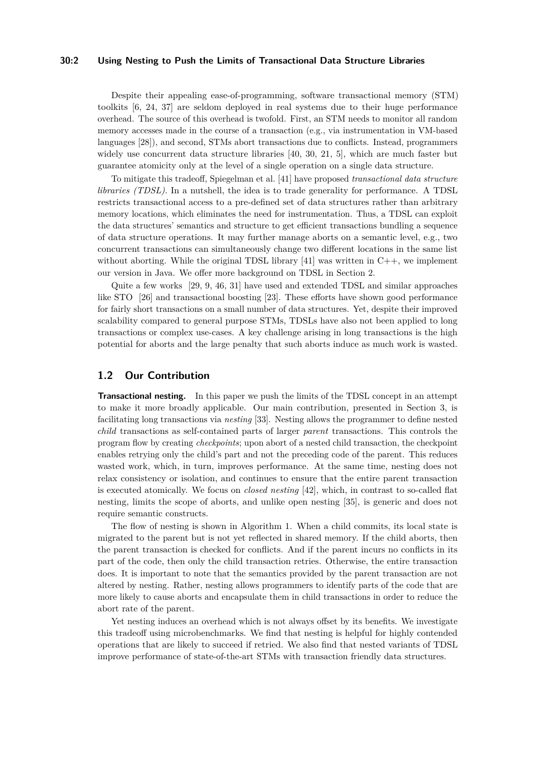Despite their appealing ease-of-programming, software transactional memory (STM) toolkits [6, 24, 37] are seldom deployed in real systems due to their huge performance overhead. The source of this overhead is twofold. First, an STM needs to monitor all random memory accesses made in the course of a transaction (e.g., via instrumentation in VM-based languages [28]), and second, STMs abort transactions due to conflicts. Instead, programmers widely use concurrent data structure libraries [40, 30, 21, 5], which are much faster but guarantee atomicity only at the level of a single operation on a single data structure.

To mitigate this tradeoff, Spiegelman et al. [41] have proposed *transactional data structure libraries (TDSL)*. In a nutshell, the idea is to trade generality for performance. A TDSL restricts transactional access to a pre-defined set of data structures rather than arbitrary memory locations, which eliminates the need for instrumentation. Thus, a TDSL can exploit the data structures' semantics and structure to get efficient transactions bundling a sequence of data structure operations. It may further manage aborts on a semantic level, e.g., two concurrent transactions can simultaneously change two different locations in the same list without aborting. While the original TDSL library [41] was written in C++, we implement our version in Java. We offer more background on TDSL in Section 2.

Quite a few works [29, 9, 46, 31] have used and extended TDSL and similar approaches like STO [26] and transactional boosting [23]. These efforts have shown good performance for fairly short transactions on a small number of data structures. Yet, despite their improved scalability compared to general purpose STMs, TDSLs have also not been applied to long transactions or complex use-cases. A key challenge arising in long transactions is the high potential for aborts and the large penalty that such aborts induce as much work is wasted.

## 1.2 Our Contribution

**Transactional nesting.** In this paper we push the limits of the TDSL concept in an attempt to make it more broadly applicable. Our main contribution, presented in Section 3, is facilitating long transactions via *nesting* [33]. Nesting allows the programmer to define nested *child* transactions as self-contained parts of larger *parent* transactions. This controls the program flow by creating *checkpoints*; upon abort of a nested child transaction, the checkpoint enables retrying only the child's part and not the preceding code of the parent. This reduces wasted work, which, in turn, improves performance. At the same time, nesting does not relax consistency or isolation, and continues to ensure that the entire parent transaction is executed atomically. We focus on *closed nesting* [42], which, in contrast to so-called flat nesting, limits the scope of aborts, and unlike open nesting [35], is generic and does not require semantic constructs.

The flow of nesting is shown in Algorithm 1. When a child commits, its local state is migrated to the parent but is not yet reflected in shared memory. If the child aborts, then the parent transaction is checked for conflicts. And if the parent incurs no conflicts in its part of the code, then only the child transaction retries. Otherwise, the entire transaction does. It is important to note that the semantics provided by the parent transaction are not altered by nesting. Rather, nesting allows programmers to identify parts of the code that are more likely to cause aborts and encapsulate them in child transactions in order to reduce the abort rate of the parent.

Yet nesting induces an overhead which is not always offset by its benefits. We investigate this tradeoff using microbenchmarks. We find that nesting is helpful for highly contended operations that are likely to succeed if retried. We also find that nested variants of TDSL improve performance of state-of-the-art STMs with transaction friendly data structures.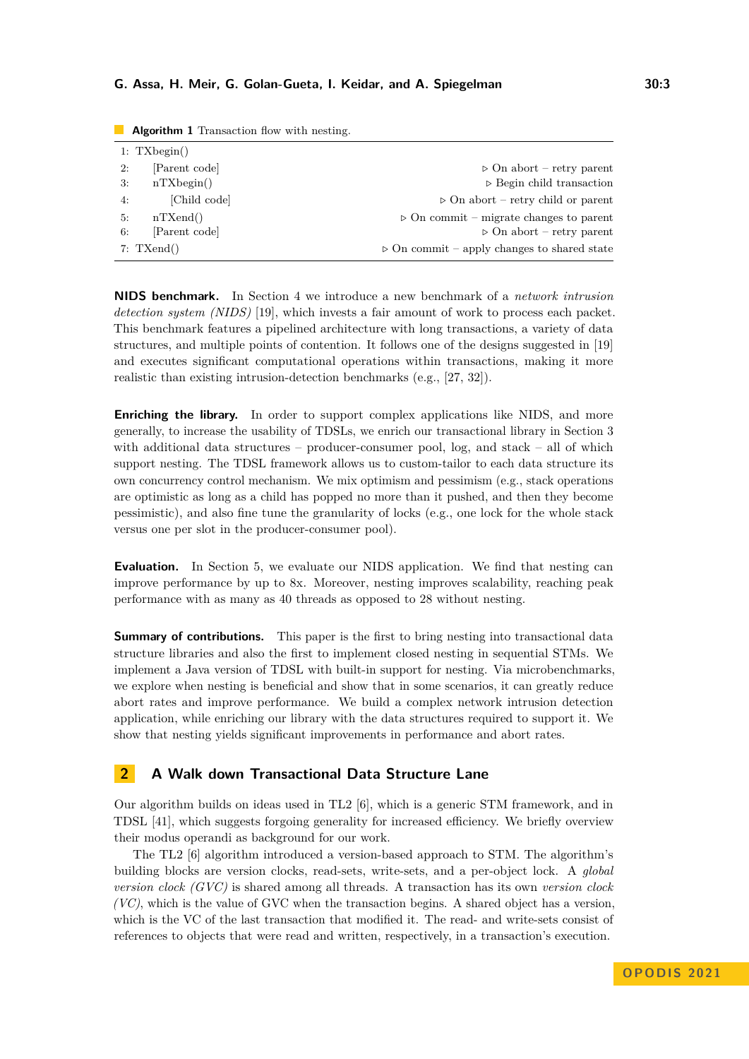**Algorithm 1** Transaction flow with nesting.

```
1: TXbegin()
2:     [Parent code]                    ▷ On abort – retry parent
3:     nTXbegin()                       ▷ Begin child transaction
4:         [Child code]                 ▷ On abort – retry child or parent
5:     nTXend()                         ▷ On commit – migrate changes to parent
6:     [Parent code]                    ▷ On abort – retry parent
7: TXend()                              ▷ On commit – apply changes to shared state
```

**NIDS benchmark.** In Section 4 we introduce a new benchmark of a *network intrusion detection system (NIDS)* [19], which invests a fair amount of work to process each packet. This benchmark features a pipelined architecture with long transactions, a variety of data structures, and multiple points of contention. It follows one of the designs suggested in [19] and executes significant computational operations within transactions, making it more realistic than existing intrusion-detection benchmarks (e.g., [27, 32]).

**Enriching the library.** In order to support complex applications like NIDS, and more generally, to increase the usability of TDSLs, we enrich our transactional library in Section 3 with additional data structures – producer-consumer pool, log, and stack – all of which support nesting. The TDSL framework allows us to custom-tailor to each data structure its own concurrency control mechanism. We mix optimism and pessimism (e.g., stack operations are optimistic as long as a child has popped no more than it pushed, and then they become pessimistic), and also fine tune the granularity of locks (e.g., one lock for the whole stack versus one per slot in the producer-consumer pool).

**Evaluation.** In Section 5, we evaluate our NIDS application. We find that nesting can improve performance by up to 8x. Moreover, nesting improves scalability, reaching peak performance with as many as 40 threads as opposed to 28 without nesting.

**Summary of contributions.** This paper is the first to bring nesting into transactional data structure libraries and also the first to implement closed nesting in sequential STMs. We implement a Java version of TDSL with built-in support for nesting. Via microbenchmarks, we explore when nesting is beneficial and show that in some scenarios, it can greatly reduce abort rates and improve performance. We build a complex network intrusion detection application, while enriching our library with the data structures required to support it. We show that nesting yields significant improvements in performance and abort rates.

## 2 A Walk down Transactional Data Structure Lane

Our algorithm builds on ideas used in TL2 [6], which is a generic STM framework, and in TDSL [41], which suggests forgoing generality for increased efficiency. We briefly overview their modus operandi as background for our work.

The TL2 [6] algorithm introduced a version-based approach to STM. The algorithm's building blocks are version clocks, read-sets, write-sets, and a per-object lock. A *global version clock (GVC)* is shared among all threads. A transaction has its own *version clock (VC)*, which is the value of GVC when the transaction begins. A shared object has a version, which is the VC of the last transaction that modified it. The read- and write-sets consist of references to objects that were read and written, respectively, in a transaction's execution.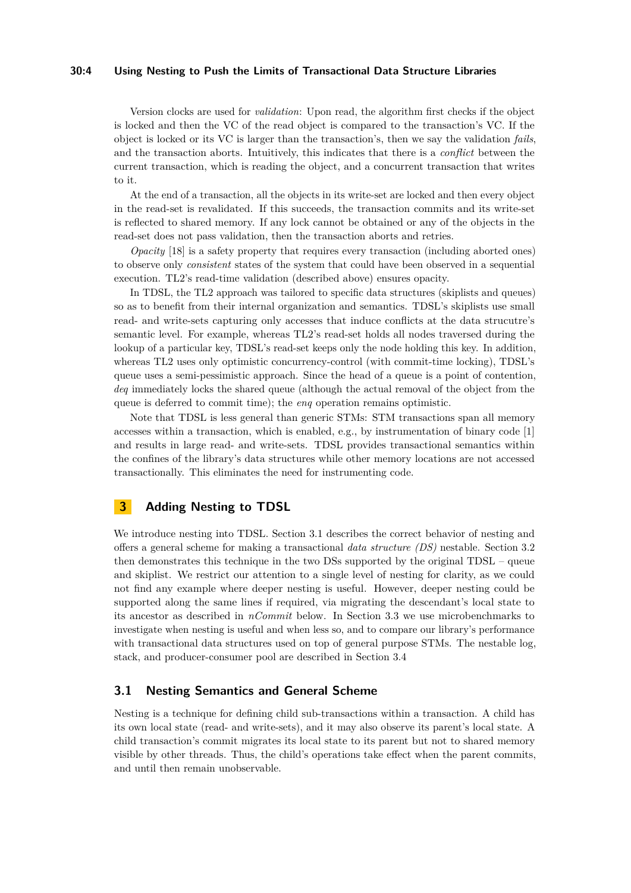Version clocks are used for *validation*: Upon read, the algorithm first checks if the object is locked and then the VC of the read object is compared to the transaction's VC. If the object is locked or its VC is larger than the transaction's, then we say the validation *fails*, and the transaction aborts. Intuitively, this indicates that there is a *conflict* between the current transaction, which is reading the object, and a concurrent transaction that writes to it.

At the end of a transaction, all the objects in its write-set are locked and then every object in the read-set is revalidated. If this succeeds, the transaction commits and its write-set is reflected to shared memory. If any lock cannot be obtained or any of the objects in the read-set does not pass validation, then the transaction aborts and retries.

*Opacity* [18] is a safety property that requires every transaction (including aborted ones) to observe only *consistent* states of the system that could have been observed in a sequential execution. TL2's read-time validation (described above) ensures opacity.

In TDSL, the TL2 approach was tailored to specific data structures (skiplists and queues) so as to benefit from their internal organization and semantics. TDSL's skiplists use small read- and write-sets capturing only accesses that induce conflicts at the data strucutre's semantic level. For example, whereas TL2's read-set holds all nodes traversed during the lookup of a particular key, TDSL's read-set keeps only the node holding this key. In addition, whereas TL2 uses only optimistic concurrency-control (with commit-time locking), TDSL's queue uses a semi-pessimistic approach. Since the head of a queue is a point of contention, *deq* immediately locks the shared queue (although the actual removal of the object from the queue is deferred to commit time); the *enq* operation remains optimistic.

Note that TDSL is less general than generic STMs: STM transactions span all memory accesses within a transaction, which is enabled, e.g., by instrumentation of binary code [1] and results in large read- and write-sets. TDSL provides transactional semantics within the confines of the library's data structures while other memory locations are not accessed transactionally. This eliminates the need for instrumenting code.

## 3 Adding Nesting to TDSL

We introduce nesting into TDSL. Section 3.1 describes the correct behavior of nesting and offers a general scheme for making a transactional *data structure (DS)* nestable. Section 3.2 then demonstrates this technique in the two DSs supported by the original TDSL – queue and skiplist. We restrict our attention to a single level of nesting for clarity, as we could not find any example where deeper nesting is useful. However, deeper nesting could be supported along the same lines if required, via migrating the descendant's local state to its ancestor as described in *nCommit* below. In Section 3.3 we use microbenchmarks to investigate when nesting is useful and when less so, and to compare our library's performance with transactional data structures used on top of general purpose STMs. The nestable log, stack, and producer-consumer pool are described in Section 3.4

### 3.1 Nesting Semantics and General Scheme

Nesting is a technique for defining child sub-transactions within a transaction. A child has its own local state (read- and write-sets), and it may also observe its parent's local state. A child transaction's commit migrates its local state to its parent but not to shared memory visible by other threads. Thus, the child's operations take effect when the parent commits, and until then remain unobservable.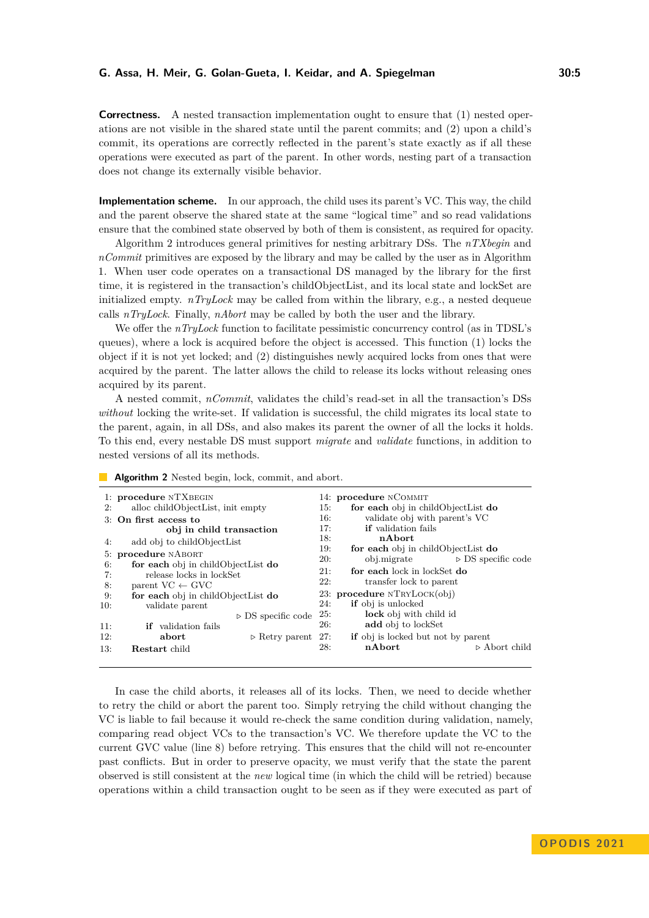**Correctness.** A nested transaction implementation ought to ensure that (1) nested operations are not visible in the shared state until the parent commits; and (2) upon a child's commit, its operations are correctly reflected in the parent's state exactly as if all these operations were executed as part of the parent. In other words, nesting part of a transaction does not change its externally visible behavior.

**Implementation scheme.** In our approach, the child uses its parent's VC. This way, the child and the parent observe the shared state at the same "logical time" and so read validations ensure that the combined state observed by both of them is consistent, as required for opacity.

Algorithm 2 introduces general primitives for nesting arbitrary DSs. The *nTXbegin* and *nCommit* primitives are exposed by the library and may be called by the user as in Algorithm 1. When user code operates on a transactional DS managed by the library for the first time, it is registered in the transaction's childObjectList, and its local state and lockSet are initialized empty. *nTryLock* may be called from within the library, e.g., a nested dequeue calls *nTryLock*. Finally, *nAbort* may be called by both the user and the library.

We offer the *nTryLock* function to facilitate pessimistic concurrency control (as in TDSL's queues), where a lock is acquired before the object is accessed. This function (1) locks the object if it is not yet locked; and (2) distinguishes newly acquired locks from ones that were acquired by the parent. The latter allows the child to release its locks without releasing ones acquired by its parent.

A nested commit, *nCommit*, validates the child's read-set in all the transaction's DSs *without* locking the write-set. If validation is successful, the child migrates its local state to the parent, again, in all DSs, and also makes its parent the owner of all the locks it holds. To this end, every nestable DS must support *migrate* and *validate* functions, in addition to nested versions of all its methods.

**Algorithm 2** Nested begin, lock, commit, and abort.

```
1:  procedure nTXbegin
2:      alloc childObjectList, init empty
3:  On first access to
            obj in child transaction
4:      add obj to childObjectList
5:  procedure nAbort
6:      for each obj in childObjectList do
7:          release locks in lockSet
8:      parent VC ← GVC
9:      for each obj in childObjectList do
10:         validate parent
                                ▷ DS specific code
11:         if validation fails
12:             abort                   ▷ Retry parent
13:     Restart child
14: procedure nCommit
15:     for each obj in childObjectList do
16:         validate obj with parent's VC
17:         if validation fails
18:             nAbort
19:     for each obj in childObjectList do
20:         obj.migrate                 ▷ DS specific code
21:     for each lock in lockSet do
22:         transfer lock to parent
23: procedure nTryLock(obj)
24:     if obj is unlocked
25:         lock obj with child id
26:         add obj to lockSet
27:     if obj is locked but not by parent
28:         nAbort                      ▷ Abort child
```

In case the child aborts, it releases all of its locks. Then, we need to decide whether to retry the child or abort the parent too. Simply retrying the child without changing the VC is liable to fail because it would re-check the same condition during validation, namely, comparing read object VCs to the transaction's VC. We therefore update the VC to the current GVC value (line 8) before retrying. This ensures that the child will not re-encounter past conflicts. But in order to preserve opacity, we must verify that the state the parent observed is still consistent at the *new* logical time (in which the child will be retried) because operations within a child transaction ought to be seen as if they were executed as part of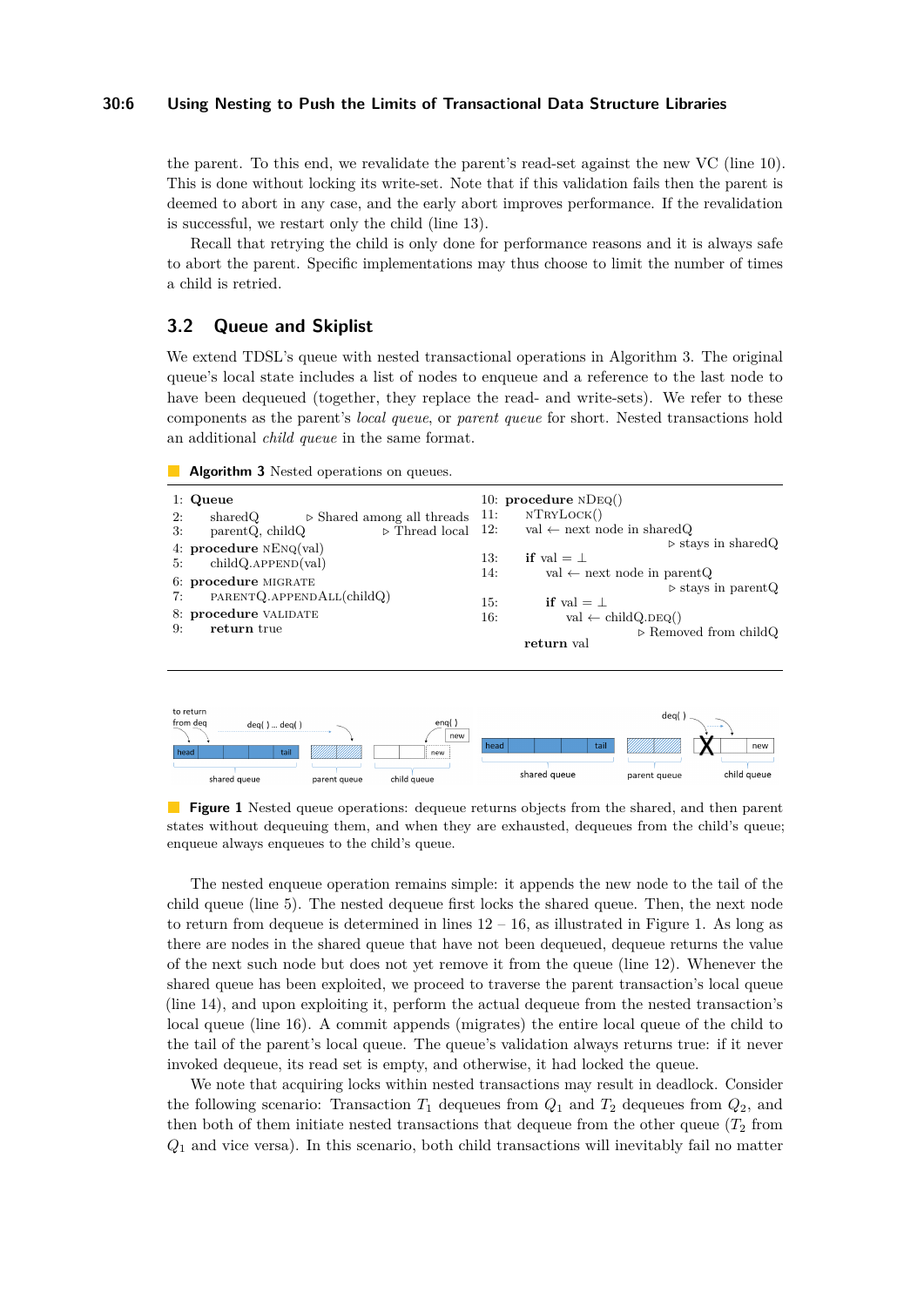the parent. To this end, we revalidate the parent's read-set against the new VC (line 10). This is done without locking its write-set. Note that if this validation fails then the parent is deemed to abort in any case, and the early abort improves performance. If the revalidation is successful, we restart only the child (line 13).

Recall that retrying the child is only done for performance reasons and it is always safe to abort the parent. Specific implementations may thus choose to limit the number of times a child is retried.

## 3.2 Queue and Skiplist

We extend TDSL's queue with nested transactional operations in Algorithm 3. The original queue's local state includes a list of nodes to enqueue and a reference to the last node to have been dequeued (together, they replace the read- and write-sets). We refer to these components as the parent's *local queue*, or *parent queue* for short. Nested transactions hold an additional *child queue* in the same format.

**Algorithm 3** Nested operations on queues.

```
1: Queue
2:     sharedQ                    ▷ Shared among all threads
3:     parentQ, childQ            ▷ Thread local
4: procedure nEnq(val)
5:     childQ.append(val)
6: procedure migrate
7:     parentQ.appendAll(childQ)
8: procedure validate
9:     return true
10: procedure nDeq()
11:     nTryLock()
12:     val ← next node in sharedQ
                                   ▷ stays in sharedQ
13:     if val = ⊥
14:         val ← next node in parentQ
                                   ▷ stays in parentQ
15:         if val = ⊥
16:             val ← childQ.deq()
                                   ▷ Removed from childQ
        return val
```

**Figure 1** Nested queue operations: dequeue returns objects from the shared, and then parent states without dequeuing them, and when they are exhausted, dequeues from the child's queue; enqueue always enqueues to the child's queue.

The nested enqueue operation remains simple: it appends the new node to the tail of the child queue (line 5). The nested dequeue first locks the shared queue. Then, the next node to return from dequeue is determined in lines 12 – 16, as illustrated in Figure 1. As long as there are nodes in the shared queue that have not been dequeued, dequeue returns the value of the next such node but does not yet remove it from the queue (line 12). Whenever the shared queue has been exploited, we proceed to traverse the parent transaction's local queue (line 14), and upon exploiting it, perform the actual dequeue from the nested transaction's local queue (line 16). A commit appends (migrates) the entire local queue of the child to the tail of the parent's local queue. The queue's validation always returns true: if it never invoked dequeue, its read set is empty, and otherwise, it had locked the queue.

We note that acquiring locks within nested transactions may result in deadlock. Consider the following scenario: Transaction $T_1$ dequeues from $Q_1$ and $T_2$ dequeues from $Q_2$, and then both of them initiate nested transactions that dequeue from the other queue ($T_2$ from $Q_1$ and vice versa). In this scenario, both child transactions will inevitably fail no matter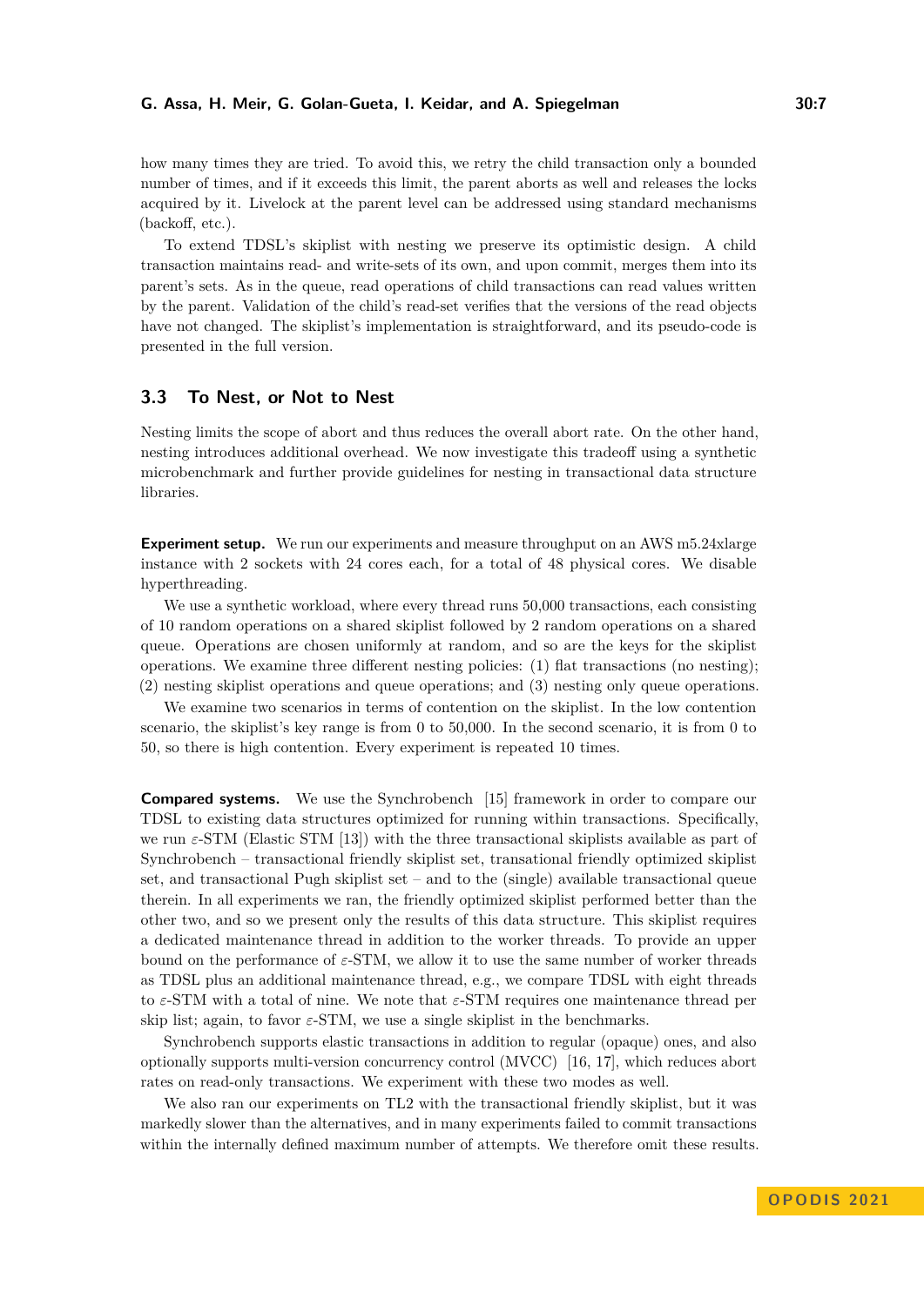how many times they are tried. To avoid this, we retry the child transaction only a bounded number of times, and if it exceeds this limit, the parent aborts as well and releases the locks acquired by it. Livelock at the parent level can be addressed using standard mechanisms (backoff, etc.).

To extend TDSL's skiplist with nesting we preserve its optimistic design. A child transaction maintains read- and write-sets of its own, and upon commit, merges them into its parent's sets. As in the queue, read operations of child transactions can read values written by the parent. Validation of the child's read-set verifies that the versions of the read objects have not changed. The skiplist's implementation is straightforward, and its pseudo-code is presented in the full version.

## 3.3 To Nest, or Not to Nest

Nesting limits the scope of abort and thus reduces the overall abort rate. On the other hand, nesting introduces additional overhead. We now investigate this tradeoff using a synthetic microbenchmark and further provide guidelines for nesting in transactional data structure libraries.

**Experiment setup.** We run our experiments and measure throughput on an AWS m5.24xlarge instance with 2 sockets with 24 cores each, for a total of 48 physical cores. We disable hyperthreading.

We use a synthetic workload, where every thread runs 50,000 transactions, each consisting of 10 random operations on a shared skiplist followed by 2 random operations on a shared queue. Operations are chosen uniformly at random, and so are the keys for the skiplist operations. We examine three different nesting policies: (1) flat transactions (no nesting); (2) nesting skiplist operations and queue operations; and (3) nesting only queue operations.

We examine two scenarios in terms of contention on the skiplist. In the low contention scenario, the skiplist's key range is from 0 to 50,000. In the second scenario, it is from 0 to 50, so there is high contention. Every experiment is repeated 10 times.

**Compared systems.** We use the Synchrobench [15] framework in order to compare our TDSL to existing data structures optimized for running within transactions. Specifically, we run $\varepsilon$-STM (Elastic STM [13]) with the three transactional skiplists available as part of Synchrobench – transactional friendly skiplist set, transational friendly optimized skiplist set, and transactional Pugh skiplist set – and to the (single) available transactional queue therein. In all experiments we ran, the friendly optimized skiplist performed better than the other two, and so we present only the results of this data structure. This skiplist requires a dedicated maintenance thread in addition to the worker threads. To provide an upper bound on the performance of $\varepsilon$-STM, we allow it to use the same number of worker threads as TDSL plus an additional maintenance thread, e.g., we compare TDSL with eight threads to $\varepsilon$-STM with a total of nine. We note that $\varepsilon$-STM requires one maintenance thread per skip list; again, to favor $\varepsilon$-STM, we use a single skiplist in the benchmarks.

Synchrobench supports elastic transactions in addition to regular (opaque) ones, and also optionally supports multi-version concurrency control (MVCC) [16, 17], which reduces abort rates on read-only transactions. We experiment with these two modes as well.

We also ran our experiments on TL2 with the transactional friendly skiplist, but it was markedly slower than the alternatives, and in many experiments failed to commit transactions within the internally defined maximum number of attempts. We therefore omit these results.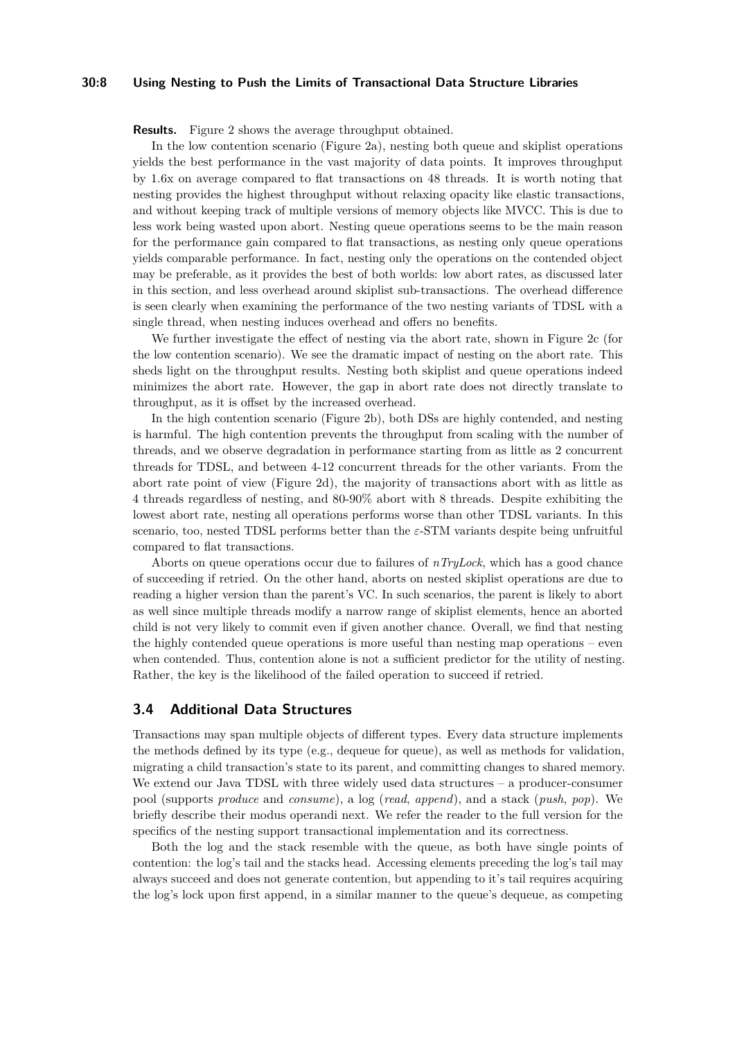**Results.** Figure 2 shows the average throughput obtained.

In the low contention scenario (Figure 2a), nesting both queue and skiplist operations yields the best performance in the vast majority of data points. It improves throughput by 1.6x on average compared to flat transactions on 48 threads. It is worth noting that nesting provides the highest throughput without relaxing opacity like elastic transactions, and without keeping track of multiple versions of memory objects like MVCC. This is due to less work being wasted upon abort. Nesting queue operations seems to be the main reason for the performance gain compared to flat transactions, as nesting only queue operations yields comparable performance. In fact, nesting only the operations on the contended object may be preferable, as it provides the best of both worlds: low abort rates, as discussed later in this section, and less overhead around skiplist sub-transactions. The overhead difference is seen clearly when examining the performance of the two nesting variants of TDSL with a single thread, when nesting induces overhead and offers no benefits.

We further investigate the effect of nesting via the abort rate, shown in Figure 2c (for the low contention scenario). We see the dramatic impact of nesting on the abort rate. This sheds light on the throughput results. Nesting both skiplist and queue operations indeed minimizes the abort rate. However, the gap in abort rate does not directly translate to throughput, as it is offset by the increased overhead.

In the high contention scenario (Figure 2b), both DSs are highly contended, and nesting is harmful. The high contention prevents the throughput from scaling with the number of threads, and we observe degradation in performance starting from as little as 2 concurrent threads for TDSL, and between 4-12 concurrent threads for the other variants. From the abort rate point of view (Figure 2d), the majority of transactions abort with as little as 4 threads regardless of nesting, and 80-90% abort with 8 threads. Despite exhibiting the lowest abort rate, nesting all operations performs worse than other TDSL variants. In this scenario, too, nested TDSL performs better than the $\varepsilon$-STM variants despite being unfruitful compared to flat transactions.

Aborts on queue operations occur due to failures of *nTryLock*, which has a good chance of succeeding if retried. On the other hand, aborts on nested skiplist operations are due to reading a higher version than the parent's VC. In such scenarios, the parent is likely to abort as well since multiple threads modify a narrow range of skiplist elements, hence an aborted child is not very likely to commit even if given another chance. Overall, we find that nesting the highly contended queue operations is more useful than nesting map operations – even when contended. Thus, contention alone is not a sufficient predictor for the utility of nesting. Rather, the key is the likelihood of the failed operation to succeed if retried.

## 3.4 Additional Data Structures

Transactions may span multiple objects of different types. Every data structure implements the methods defined by its type (e.g., dequeue for queue), as well as methods for validation, migrating a child transaction's state to its parent, and committing changes to shared memory. We extend our Java TDSL with three widely used data structures – a producer-consumer pool (supports *produce* and *consume*), a log (*read*, *append*), and a stack (*push*, *pop*). We briefly describe their modus operandi next. We refer the reader to the full version for the specifics of the nesting support transactional implementation and its correctness.

Both the log and the stack resemble with the queue, as both have single points of contention: the log's tail and the stacks head. Accessing elements preceding the log's tail may always succeed and does not generate contention, but appending to it's tail requires acquiring the log's lock upon first append, in a similar manner to the queue's dequeue, as competing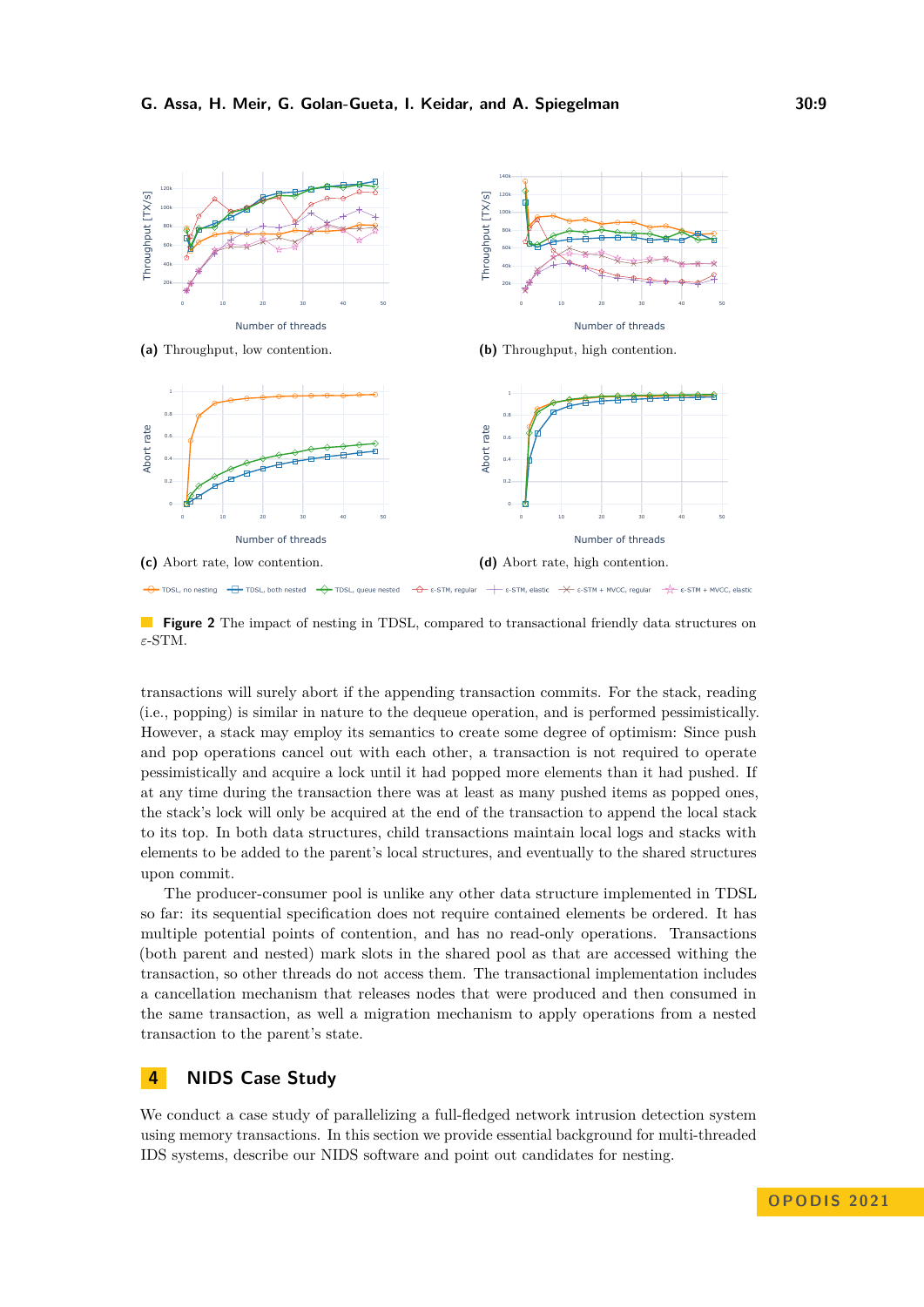(a) Throughput, low contention.

(b) Throughput, high contention.

(c) Abort rate, low contention.

(d) Abort rate, high contention.

**Figure 2** The impact of nesting in TDSL, compared to transactional friendly data structures on $\varepsilon$-STM.

transactions will surely abort if the appending transaction commits. For the stack, reading (i.e., popping) is similar in nature to the dequeue operation, and is performed pessimistically. However, a stack may employ its semantics to create some degree of optimism: Since push and pop operations cancel out with each other, a transaction is not required to operate pessimistically and acquire a lock until it had popped more elements than it had pushed. If at any time during the transaction there was at least as many pushed items as popped ones, the stack's lock will only be acquired at the end of the transaction to append the local stack to its top. In both data structures, child transactions maintain local logs and stacks with elements to be added to the parent's local structures, and eventually to the shared structures upon commit.

The producer-consumer pool is unlike any other data structure implemented in TDSL so far: its sequential specification does not require contained elements be ordered. It has multiple potential points of contention, and has no read-only operations. Transactions (both parent and nested) mark slots in the shared pool as that are accessed withing the transaction, so other threads do not access them. The transactional implementation includes a cancellation mechanism that releases nodes that were produced and then consumed in the same transaction, as well a migration mechanism to apply operations from a nested transaction to the parent's state.

## 4 NIDS Case Study

We conduct a case study of parallelizing a full-fledged network intrusion detection system using memory transactions. In this section we provide essential background for multi-threaded IDS systems, describe our NIDS software and point out candidates for nesting.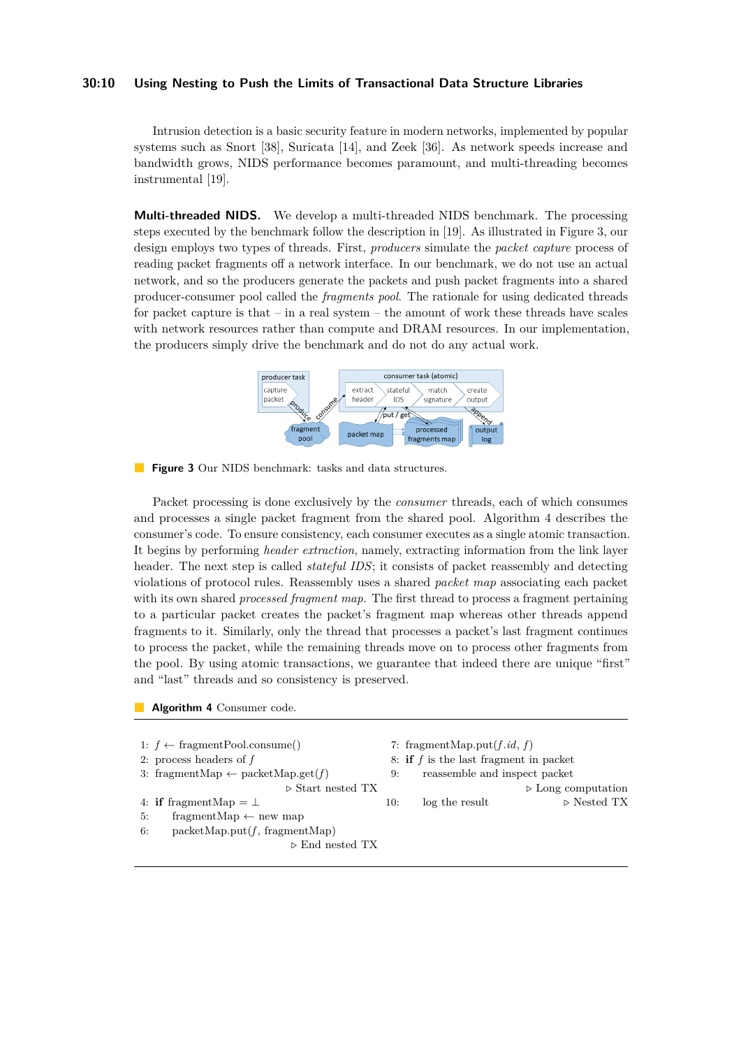Intrusion detection is a basic security feature in modern networks, implemented by popular systems such as Snort [38], Suricata [14], and Zeek [36]. As network speeds increase and bandwidth grows, NIDS performance becomes paramount, and multi-threading becomes instrumental [19].

**Multi-threaded NIDS.** We develop a multi-threaded NIDS benchmark. The processing steps executed by the benchmark follow the description in [19]. As illustrated in Figure 3, our design employs two types of threads. First, *producers* simulate the *packet capture* process of reading packet fragments off a network interface. In our benchmark, we do not use an actual network, and so the producers generate the packets and push packet fragments into a shared producer-consumer pool called the *fragments pool*. The rationale for using dedicated threads for packet capture is that – in a real system – the amount of work these threads have scales with network resources rather than compute and DRAM resources. In our implementation, the producers simply drive the benchmark and do not do any actual work.

**Figure 3** Our NIDS benchmark: tasks and data structures.

Packet processing is done exclusively by the *consumer* threads, each of which consumes and processes a single packet fragment from the shared pool. Algorithm 4 describes the consumer's code. To ensure consistency, each consumer executes as a single atomic transaction. It begins by performing *header extraction*, namely, extracting information from the link layer header. The next step is called *stateful IDS*; it consists of packet reassembly and detecting violations of protocol rules. Reassembly uses a shared *packet map* associating each packet with its own shared *processed fragment map*. The first thread to process a fragment pertaining to a particular packet creates the packet's fragment map whereas other threads append fragments to it. Similarly, only the thread that processes a packet's last fragment continues to process the packet, while the remaining threads move on to process other fragments from the pool. By using atomic transactions, we guarantee that indeed there are unique "first" and "last" threads and so consistency is preserved.

**Algorithm 4** Consumer code.

```
1: f ← fragmentPool.consume()
2: process headers of f
3: fragmentMap ← packetMap.get(f)
                                    ▷ Start nested TX
4: if fragmentMap = ⊥
5:     fragmentMap ← new map
6:     packetMap.put(f, fragmentMap)
                                    ▷ End nested TX
7: fragmentMap.put(f.id, f)
8: if f is the last fragment in packet
9:     reassemble and inspect packet
                                    ▷ Long computation
10:    log the result               ▷ Nested TX
```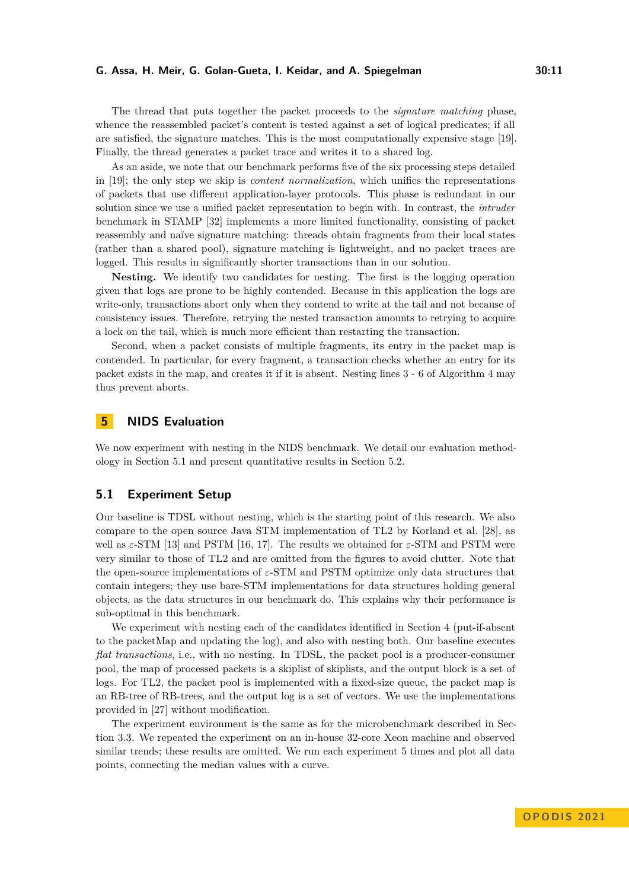The thread that puts together the packet proceeds to the *signature matching* phase, whence the reassembled packet's content is tested against a set of logical predicates; if all are satisfied, the signature matches. This is the most computationally expensive stage [19]. Finally, the thread generates a packet trace and writes it to a shared log.

As an aside, we note that our benchmark performs five of the six processing steps detailed in [19]; the only step we skip is *content normalization*, which unifies the representations of packets that use different application-layer protocols. This phase is redundant in our solution since we use a unified packet representation to begin with. In contrast, the *intruder* benchmark in STAMP [32] implements a more limited functionality, consisting of packet reassembly and naïve signature matching: threads obtain fragments from their local states (rather than a shared pool), signature matching is lightweight, and no packet traces are logged. This results in significantly shorter transactions than in our solution.

**Nesting.** We identify two candidates for nesting. The first is the logging operation given that logs are prone to be highly contended. Because in this application the logs are write-only, transactions abort only when they contend to write at the tail and not because of consistency issues. Therefore, retrying the nested transaction amounts to retrying to acquire a lock on the tail, which is much more efficient than restarting the transaction.

Second, when a packet consists of multiple fragments, its entry in the packet map is contended. In particular, for every fragment, a transaction checks whether an entry for its packet exists in the map, and creates it if it is absent. Nesting lines 3 - 6 of Algorithm 4 may thus prevent aborts.

## 5 NIDS Evaluation

We now experiment with nesting in the NIDS benchmark. We detail our evaluation methodology in Section 5.1 and present quantitative results in Section 5.2.

### 5.1 Experiment Setup

Our baseline is TDSL without nesting, which is the starting point of this research. We also compare to the open source Java STM implementation of TL2 by Korland et al. [28], as well as $\varepsilon$-STM [13] and PSTM [16, 17]. The results we obtained for $\varepsilon$-STM and PSTM were very similar to those of TL2 and are omitted from the figures to avoid clutter. Note that the open-source implementations of $\varepsilon$-STM and PSTM optimize only data structures that contain integers; they use bare-STM implementations for data structures holding general objects, as the data structures in our benchmark do. This explains why their performance is sub-optimal in this benchmark.

We experiment with nesting each of the candidates identified in Section 4 (put-if-absent to the packetMap and updating the log), and also with nesting both. Our baseline executes *flat transactions*, i.e., with no nesting. In TDSL, the packet pool is a producer-consumer pool, the map of processed packets is a skiplist of skiplists, and the output block is a set of logs. For TL2, the packet pool is implemented with a fixed-size queue, the packet map is an RB-tree of RB-trees, and the output log is a set of vectors. We use the implementations provided in [27] without modification.

The experiment environment is the same as for the microbenchmark described in Section 3.3. We repeated the experiment on an in-house 32-core Xeon machine and observed similar trends; these results are omitted. We run each experiment 5 times and plot all data points, connecting the median values with a curve.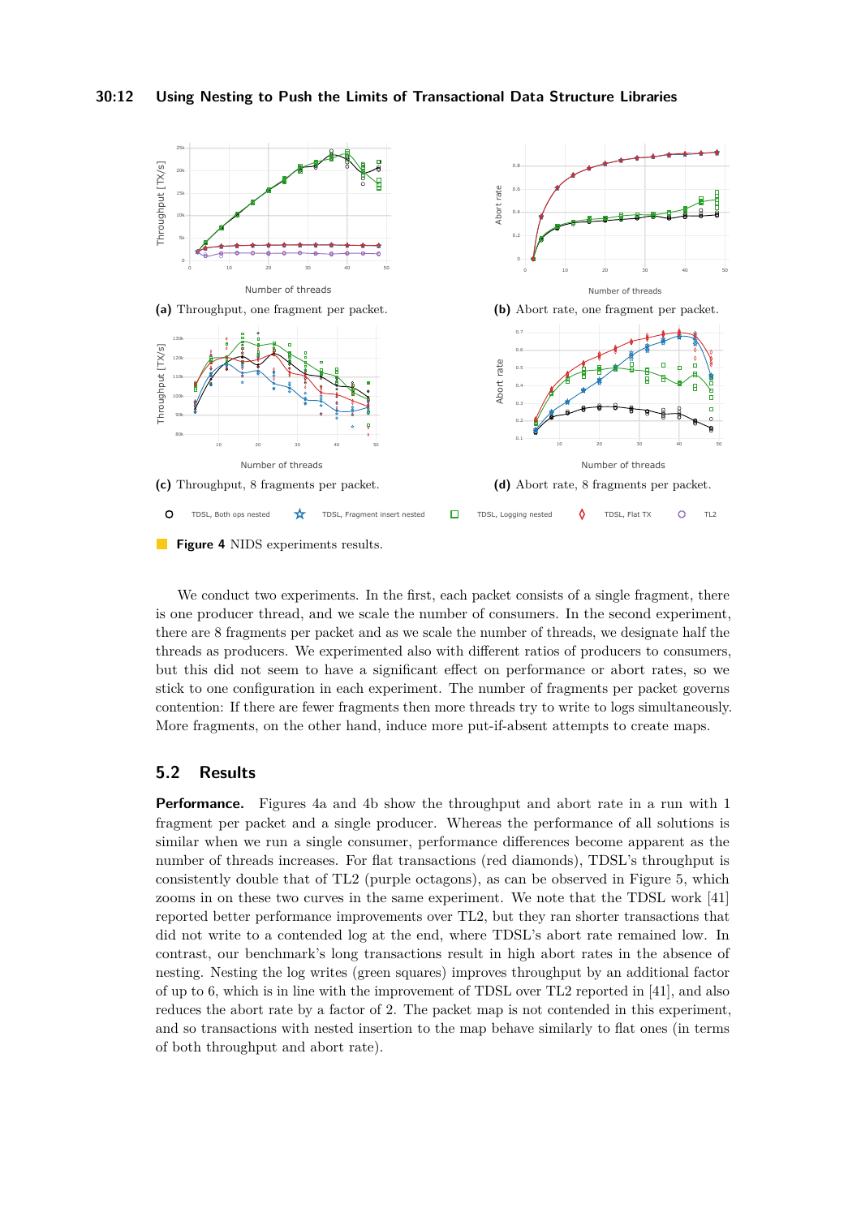(a) Throughput, one fragment per packet.

(b) Abort rate, one fragment per packet.

(c) Throughput, 8 fragments per packet.

(d) Abort rate, 8 fragments per packet.

**Figure 4** NIDS experiments results.

We conduct two experiments. In the first, each packet consists of a single fragment, there is one producer thread, and we scale the number of consumers. In the second experiment, there are 8 fragments per packet and as we scale the number of threads, we designate half the threads as producers. We experimented also with different ratios of producers to consumers, but this did not seem to have a significant effect on performance or abort rates, so we stick to one configuration in each experiment. The number of fragments per packet governs contention: If there are fewer fragments then more threads try to write to logs simultaneously. More fragments, on the other hand, induce more put-if-absent attempts to create maps.

## 5.2 Results

**Performance.** Figures 4a and 4b show the throughput and abort rate in a run with 1 fragment per packet and a single producer. Whereas the performance of all solutions is similar when we run a single consumer, performance differences become apparent as the number of threads increases. For flat transactions (red diamonds), TDSL's throughput is consistently double that of TL2 (purple octagons), as can be observed in Figure 5, which zooms in on these two curves in the same experiment. We note that the TDSL work [41] reported better performance improvements over TL2, but they ran shorter transactions that did not write to a contended log at the end, where TDSL's abort rate remained low. In contrast, our benchmark's long transactions result in high abort rates in the absence of nesting. Nesting the log writes (green squares) improves throughput by an additional factor of up to 6, which is in line with the improvement of TDSL over TL2 reported in [41], and also reduces the abort rate by a factor of 2. The packet map is not contended in this experiment, and so transactions with nested insertion to the map behave similarly to flat ones (in terms of both throughput and abort rate).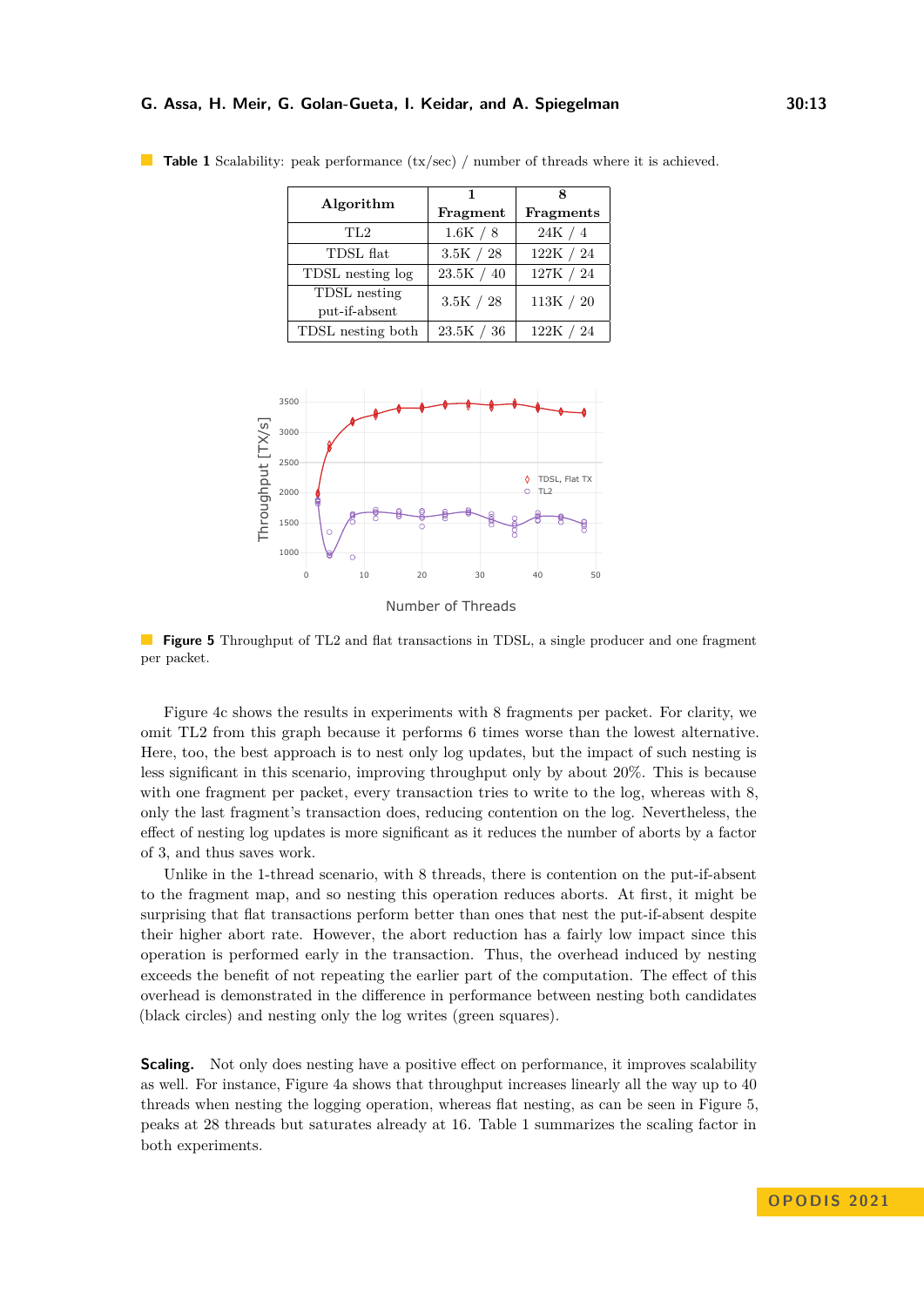**Table 1** Scalability: peak performance (tx/sec) / number of threads where it is achieved.

| Algorithm | 1 Fragment | 8 Fragments |
|---|---|---|
| TL2 | 1.6K / 8 | 24K / 4 |
| TDSL flat | 3.5K / 28 | 122K / 24 |
| TDSL nesting log | 23.5K / 40 | 127K / 24 |
| TDSL nesting put-if-absent | 3.5K / 28 | 113K / 20 |
| TDSL nesting both | 23.5K / 36 | 122K / 24 |

**Figure 5** Throughput of TL2 and flat transactions in TDSL, a single producer and one fragment per packet.

Figure 4c shows the results in experiments with 8 fragments per packet. For clarity, we omit TL2 from this graph because it performs 6 times worse than the lowest alternative. Here, too, the best approach is to nest only log updates, but the impact of such nesting is less significant in this scenario, improving throughput only by about 20%. This is because with one fragment per packet, every transaction tries to write to the log, whereas with 8, only the last fragment's transaction does, reducing contention on the log. Nevertheless, the effect of nesting log updates is more significant as it reduces the number of aborts by a factor of 3, and thus saves work.

Unlike in the 1-thread scenario, with 8 threads, there is contention on the put-if-absent to the fragment map, and so nesting this operation reduces aborts. At first, it might be surprising that flat transactions perform better than ones that nest the put-if-absent despite their higher abort rate. However, the abort reduction has a fairly low impact since this operation is performed early in the transaction. Thus, the overhead induced by nesting exceeds the benefit of not repeating the earlier part of the computation. The effect of this overhead is demonstrated in the difference in performance between nesting both candidates (black circles) and nesting only the log writes (green squares).

**Scaling.** Not only does nesting have a positive effect on performance, it improves scalability as well. For instance, Figure 4a shows that throughput increases linearly all the way up to 40 threads when nesting the logging operation, whereas flat nesting, as can be seen in Figure 5, peaks at 28 threads but saturates already at 16. Table 1 summarizes the scaling factor in both experiments.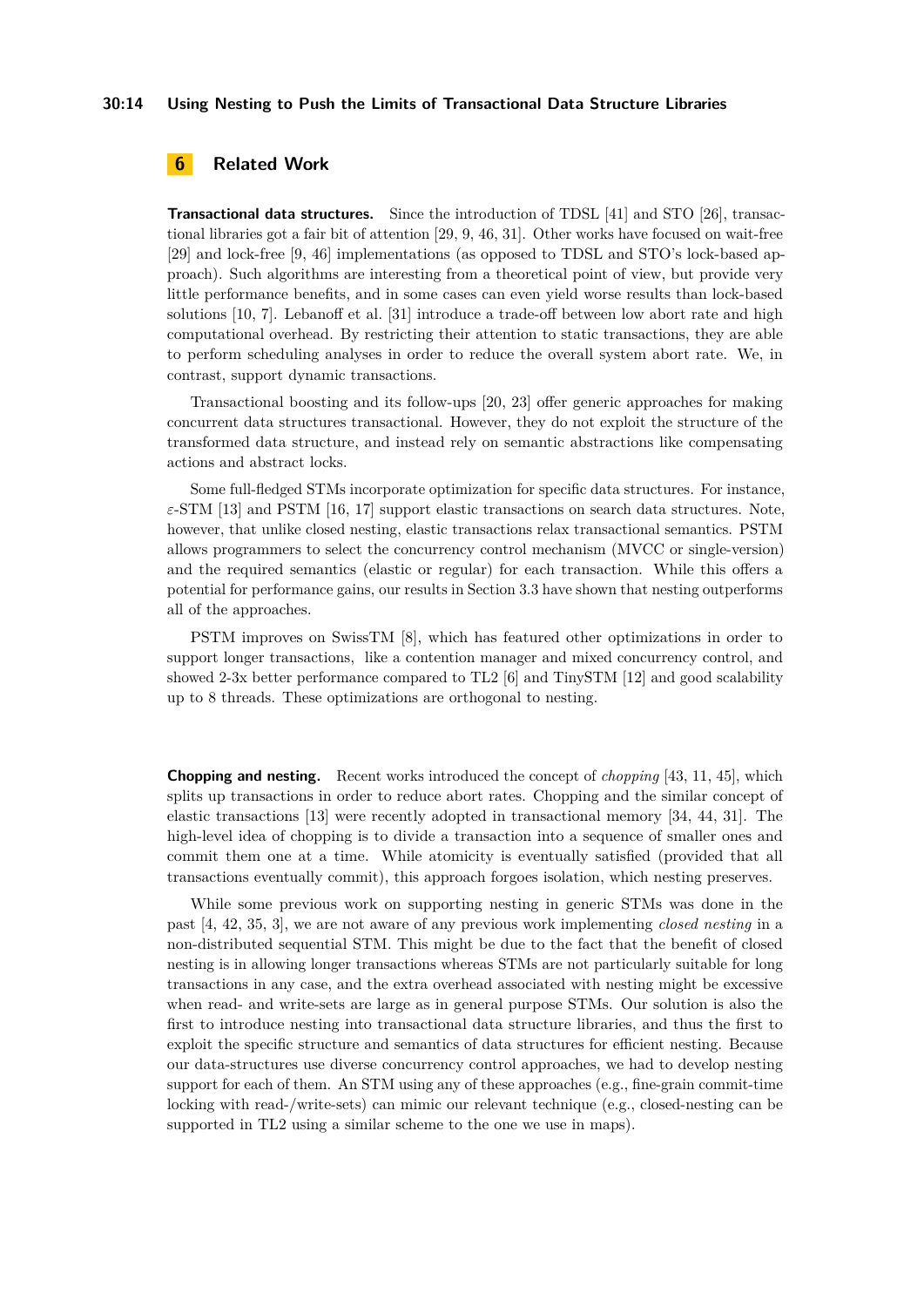## 6 Related Work

**Transactional data structures.** Since the introduction of TDSL [41] and STO [26], transactional libraries got a fair bit of attention [29, 9, 46, 31]. Other works have focused on wait-free [29] and lock-free [9, 46] implementations (as opposed to TDSL and STO's lock-based approach). Such algorithms are interesting from a theoretical point of view, but provide very little performance benefits, and in some cases can even yield worse results than lock-based solutions [10, 7]. Lebanoff et al. [31] introduce a trade-off between low abort rate and high computational overhead. By restricting their attention to static transactions, they are able to perform scheduling analyses in order to reduce the overall system abort rate. We, in contrast, support dynamic transactions.

Transactional boosting and its follow-ups [20, 23] offer generic approaches for making concurrent data structures transactional. However, they do not exploit the structure of the transformed data structure, and instead rely on semantic abstractions like compensating actions and abstract locks.

Some full-fledged STMs incorporate optimization for specific data structures. For instance, $\varepsilon$-STM [13] and PSTM [16, 17] support elastic transactions on search data structures. Note, however, that unlike closed nesting, elastic transactions relax transactional semantics. PSTM allows programmers to select the concurrency control mechanism (MVCC or single-version) and the required semantics (elastic or regular) for each transaction. While this offers a potential for performance gains, our results in Section 3.3 have shown that nesting outperforms all of the approaches.

PSTM improves on SwissTM [8], which has featured other optimizations in order to support longer transactions, like a contention manager and mixed concurrency control, and showed 2-3x better performance compared to TL2 [6] and TinySTM [12] and good scalability up to 8 threads. These optimizations are orthogonal to nesting.

**Chopping and nesting.** Recent works introduced the concept of *chopping* [43, 11, 45], which splits up transactions in order to reduce abort rates. Chopping and the similar concept of elastic transactions [13] were recently adopted in transactional memory [34, 44, 31]. The high-level idea of chopping is to divide a transaction into a sequence of smaller ones and commit them one at a time. While atomicity is eventually satisfied (provided that all transactions eventually commit), this approach forgoes isolation, which nesting preserves.

While some previous work on supporting nesting in generic STMs was done in the past [4, 42, 35, 3], we are not aware of any previous work implementing *closed nesting* in a non-distributed sequential STM. This might be due to the fact that the benefit of closed nesting is in allowing longer transactions whereas STMs are not particularly suitable for long transactions in any case, and the extra overhead associated with nesting might be excessive when read- and write-sets are large as in general purpose STMs. Our solution is also the first to introduce nesting into transactional data structure libraries, and thus the first to exploit the specific structure and semantics of data structures for efficient nesting. Because our data-structures use diverse concurrency control approaches, we had to develop nesting support for each of them. An STM using any of these approaches (e.g., fine-grain commit-time locking with read-/write-sets) can mimic our relevant technique (e.g., closed-nesting can be supported in TL2 using a similar scheme to the one we use in maps).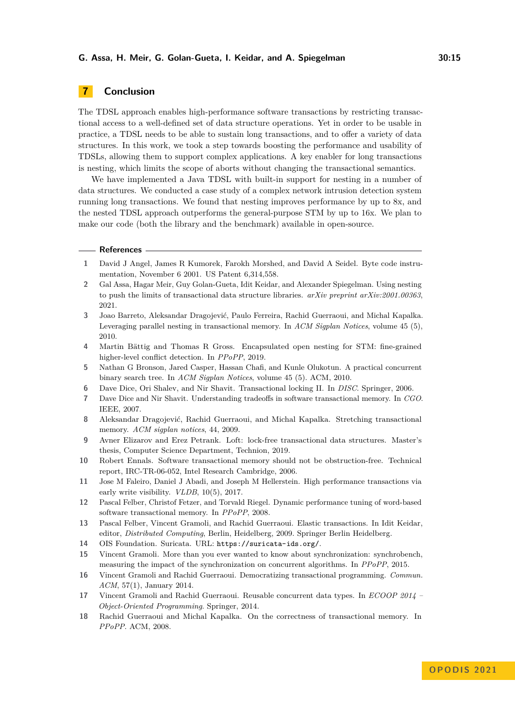## 7 Conclusion

The TDSL approach enables high-performance software transactions by restricting transactional access to a well-defined set of data structure operations. Yet in order to be usable in practice, a TDSL needs to be able to sustain long transactions, and to offer a variety of data structures. In this work, we took a step towards boosting the performance and usability of TDSLs, allowing them to support complex applications. A key enabler for long transactions is nesting, which limits the scope of aborts without changing the transactional semantics.

We have implemented a Java TDSL with built-in support for nesting in a number of data structures. We conducted a case study of a complex network intrusion detection system running long transactions. We found that nesting improves performance by up to 8x, and the nested TDSL approach outperforms the general-purpose STM by up to 16x. We plan to make our code (both the library and the benchmark) available in open-source.

## References

1. David J Angel, James R Kumorek, Farokh Morshed, and David A Seidel. Byte code instrumentation, November 6 2001. US Patent 6,314,558.
2. Gal Assa, Hagar Meir, Guy Golan-Gueta, Idit Keidar, and Alexander Spiegelman. Using nesting to push the limits of transactional data structure libraries. *arXiv preprint arXiv:2001.00363*, 2021.
3. Joao Barreto, Aleksandar Dragojević, Paulo Ferreira, Rachid Guerraoui, and Michal Kapalka. Leveraging parallel nesting in transactional memory. In *ACM Sigplan Notices*, volume 45 (5), 2010.
4. Martin Bättig and Thomas R Gross. Encapsulated open nesting for STM: fine-grained higher-level conflict detection. In *PPoPP*, 2019.
5. Nathan G Bronson, Jared Casper, Hassan Chafi, and Kunle Olukotun. A practical concurrent binary search tree. In *ACM Sigplan Notices*, volume 45 (5). ACM, 2010.
6. Dave Dice, Ori Shalev, and Nir Shavit. Transactional locking II. In *DISC*. Springer, 2006.
7. Dave Dice and Nir Shavit. Understanding tradeoffs in software transactional memory. In *CGO*. IEEE, 2007.
8. Aleksandar Dragojević, Rachid Guerraoui, and Michal Kapalka. Stretching transactional memory. *ACM sigplan notices*, 44, 2009.
9. Avner Elizarov and Erez Petrank. Loft: lock-free transactional data structures. Master's thesis, Computer Science Department, Technion, 2019.
10. Robert Ennals. Software transactional memory should not be obstruction-free. Technical report, IRC-TR-06-052, Intel Research Cambridge, 2006.
11. Jose M Faleiro, Daniel J Abadi, and Joseph M Hellerstein. High performance transactions via early write visibility. *VLDB*, 10(5), 2017.
12. Pascal Felber, Christof Fetzer, and Torvald Riegel. Dynamic performance tuning of word-based software transactional memory. In *PPoPP*, 2008.
13. Pascal Felber, Vincent Gramoli, and Rachid Guerraoui. Elastic transactions. In Idit Keidar, editor, *Distributed Computing*, Berlin, Heidelberg, 2009. Springer Berlin Heidelberg.
14. OIS Foundation. Suricata. URL: `https://suricata-ids.org/`.
15. Vincent Gramoli. More than you ever wanted to know about synchronization: synchrobench, measuring the impact of the synchronization on concurrent algorithms. In *PPoPP*, 2015.
16. Vincent Gramoli and Rachid Guerraoui. Democratizing transactional programming. *Commun. ACM*, 57(1), January 2014.
17. Vincent Gramoli and Rachid Guerraoui. Reusable concurrent data types. In *ECOOP 2014 – Object-Oriented Programming*. Springer, 2014.
18. Rachid Guerraoui and Michal Kapalka. On the correctness of transactional memory. In *PPoPP*. ACM, 2008.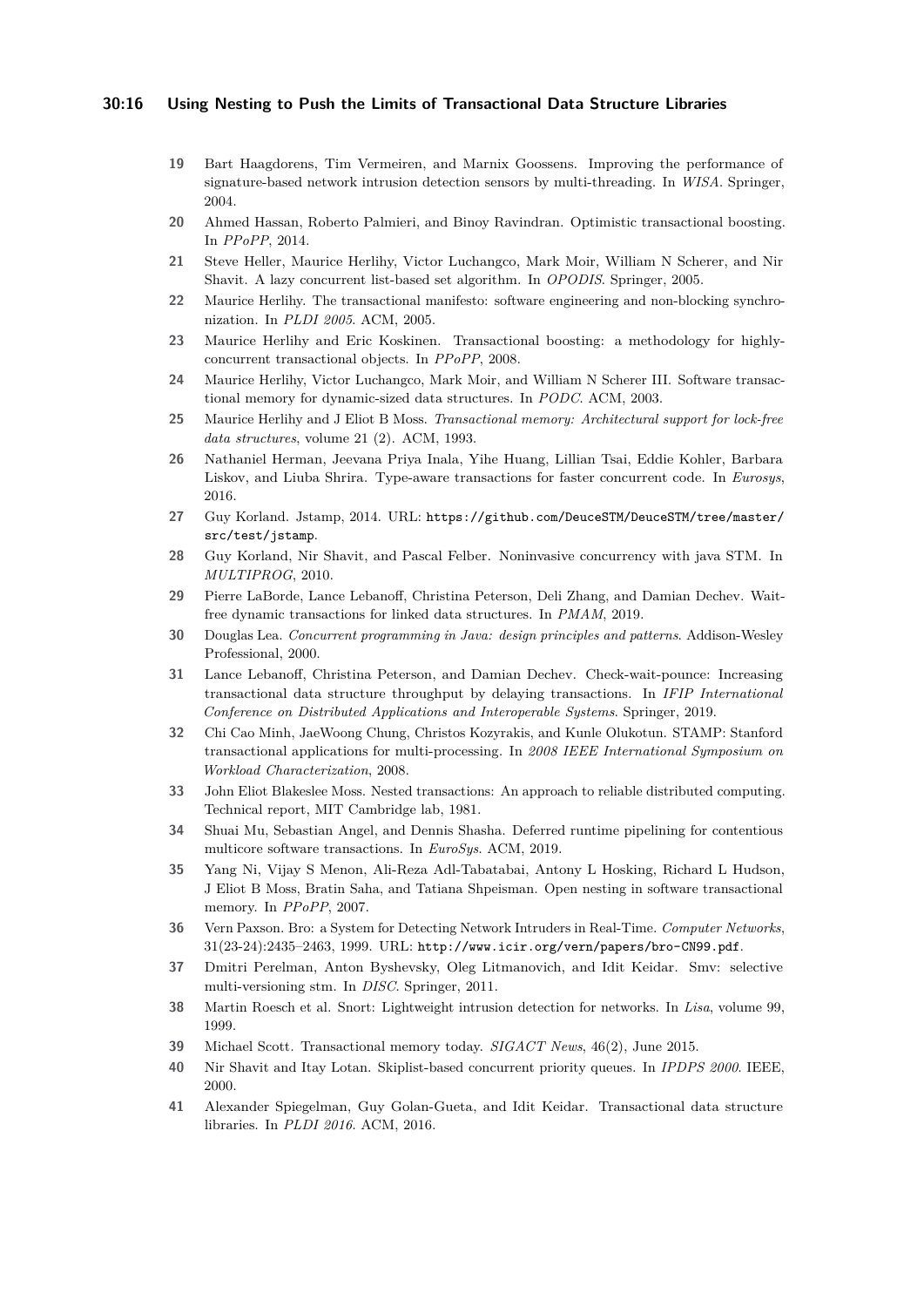19 Bart Haagdorens, Tim Vermeiren, and Marnix Goossens. Improving the performance of signature-based network intrusion detection sensors by multi-threading. In *WISA*. Springer, 2004.

20 Ahmed Hassan, Roberto Palmieri, and Binoy Ravindran. Optimistic transactional boosting. In *PPoPP*, 2014.

21 Steve Heller, Maurice Herlihy, Victor Luchangco, Mark Moir, William N Scherer, and Nir Shavit. A lazy concurrent list-based set algorithm. In *OPODIS*. Springer, 2005.

22 Maurice Herlihy. The transactional manifesto: software engineering and non-blocking synchronization. In *PLDI 2005*. ACM, 2005.

23 Maurice Herlihy and Eric Koskinen. Transactional boosting: a methodology for highly-concurrent transactional objects. In *PPoPP*, 2008.

24 Maurice Herlihy, Victor Luchangco, Mark Moir, and William N Scherer III. Software transactional memory for dynamic-sized data structures. In *PODC*. ACM, 2003.

25 Maurice Herlihy and J Eliot B Moss. *Transactional memory: Architectural support for lock-free data structures*, volume 21 (2). ACM, 1993.

26 Nathaniel Herman, Jeevana Priya Inala, Yihe Huang, Lillian Tsai, Eddie Kohler, Barbara Liskov, and Liuba Shrira. Type-aware transactions for faster concurrent code. In *Eurosys*, 2016.

27 Guy Korland. Jstamp, 2014. URL: `https://github.com/DeuceSTM/DeuceSTM/tree/master/src/test/jstamp`.

28 Guy Korland, Nir Shavit, and Pascal Felber. Noninvasive concurrency with java STM. In *MULTIPROG*, 2010.

29 Pierre LaBorde, Lance Lebanoff, Christina Peterson, Deli Zhang, and Damian Dechev. Wait-free dynamic transactions for linked data structures. In *PMAM*, 2019.

30 Douglas Lea. *Concurrent programming in Java: design principles and patterns*. Addison-Wesley Professional, 2000.

31 Lance Lebanoff, Christina Peterson, and Damian Dechev. Check-wait-pounce: Increasing transactional data structure throughput by delaying transactions. In *IFIP International Conference on Distributed Applications and Interoperable Systems*. Springer, 2019.

32 Chi Cao Minh, JaeWoong Chung, Christos Kozyrakis, and Kunle Olukotun. STAMP: Stanford transactional applications for multi-processing. In *2008 IEEE International Symposium on Workload Characterization*, 2008.

33 John Eliot Blakeslee Moss. Nested transactions: An approach to reliable distributed computing. Technical report, MIT Cambridge lab, 1981.

34 Shuai Mu, Sebastian Angel, and Dennis Shasha. Deferred runtime pipelining for contentious multicore software transactions. In *EuroSys*. ACM, 2019.

35 Yang Ni, Vijay S Menon, Ali-Reza Adl-Tabatabai, Antony L Hosking, Richard L Hudson, J Eliot B Moss, Bratin Saha, and Tatiana Shpeisman. Open nesting in software transactional memory. In *PPoPP*, 2007.

36 Vern Paxson. Bro: a System for Detecting Network Intruders in Real-Time. *Computer Networks*, 31(23-24):2435–2463, 1999. URL: `http://www.icir.org/vern/papers/bro-CN99.pdf`.

37 Dmitri Perelman, Anton Byshevsky, Oleg Litmanovich, and Idit Keidar. Smv: selective multi-versioning stm. In *DISC*. Springer, 2011.

38 Martin Roesch et al. Snort: Lightweight intrusion detection for networks. In *Lisa*, volume 99, 1999.

39 Michael Scott. Transactional memory today. *SIGACT News*, 46(2), June 2015.

40 Nir Shavit and Itay Lotan. Skiplist-based concurrent priority queues. In *IPDPS 2000*. IEEE, 2000.

41 Alexander Spiegelman, Guy Golan-Gueta, and Idit Keidar. Transactional data structure libraries. In *PLDI 2016*. ACM, 2016.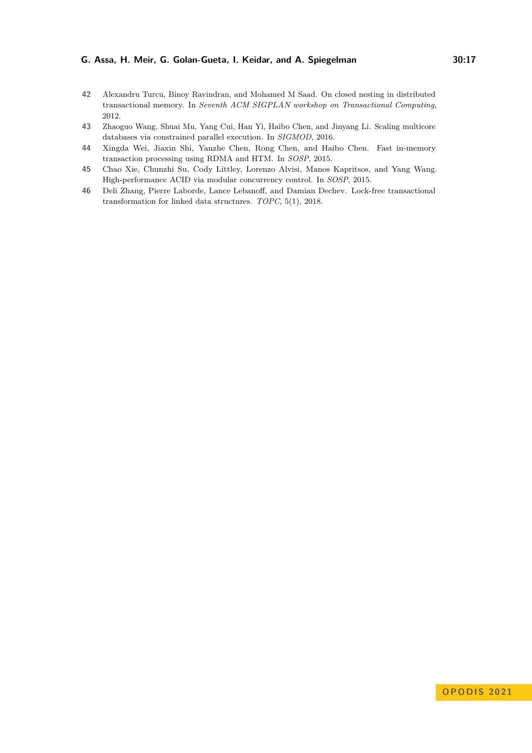42 Alexandru Turcu, Binoy Ravindran, and Mohamed M Saad. On closed nesting in distributed transactional memory. In *Seventh ACM SIGPLAN workshop on Transactional Computing*, 2012.

43 Zhaoguo Wang, Shuai Mu, Yang Cui, Han Yi, Haibo Chen, and Jinyang Li. Scaling multicore databases via constrained parallel execution. In *SIGMOD*, 2016.

44 Xingda Wei, Jiaxin Shi, Yanzhe Chen, Rong Chen, and Haibo Chen. Fast in-memory transaction processing using RDMA and HTM. In *SOSP*, 2015.

45 Chao Xie, Chunzhi Su, Cody Littley, Lorenzo Alvisi, Manos Kapritsos, and Yang Wang. High-performance ACID via modular concurrency control. In *SOSP*, 2015.

46 Deli Zhang, Pierre Laborde, Lance Lebanoff, and Damian Dechev. Lock-free transactional transformation for linked data structures. *TOPC*, 5(1), 2018.